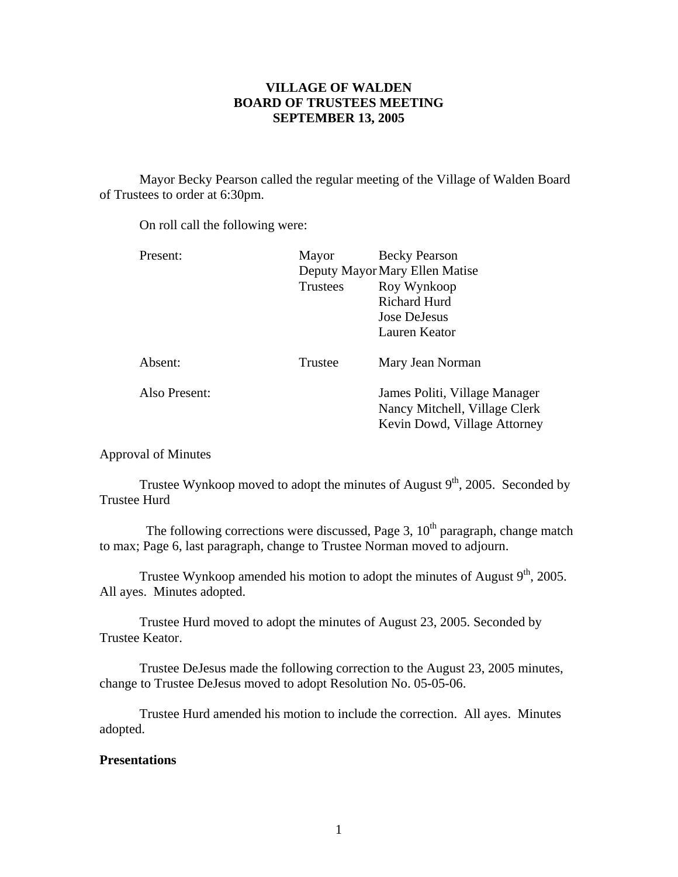# VILLAGE OF WALDEN
## BOARD OF TRUSTEES MEETING
## SEPTEMBER 13, 2005

Mayor Becky Pearson called the regular meeting of the Village of Walden Board of Trustees to order at 6:30pm.

On roll call the following were:

| | | |
|---|---|---|
| Present: | Mayor | Becky Pearson |
| | Deputy Mayor | Mary Ellen Matise |
| | Trustees | Roy Wynkoop |
| | | Richard Hurd |
| | | Jose DeJesus |
| | | Lauren Keator |
| Absent: | Trustee | Mary Jean Norman |
| Also Present: | | James Politi, Village Manager |
| | | Nancy Mitchell, Village Clerk |
| | | Kevin Dowd, Village Attorney |

Approval of Minutes

Trustee Wynkoop moved to adopt the minutes of August 9th, 2005. Seconded by Trustee Hurd

The following corrections were discussed, Page 3, 10th paragraph, change match to max; Page 6, last paragraph, change to Trustee Norman moved to adjourn.

Trustee Wynkoop amended his motion to adopt the minutes of August 9th, 2005. All ayes. Minutes adopted.

Trustee Hurd moved to adopt the minutes of August 23, 2005. Seconded by Trustee Keator.

Trustee DeJesus made the following correction to the August 23, 2005 minutes, change to Trustee DeJesus moved to adopt Resolution No. 05-05-06.

Trustee Hurd amended his motion to include the correction. All ayes. Minutes adopted.

**Presentations**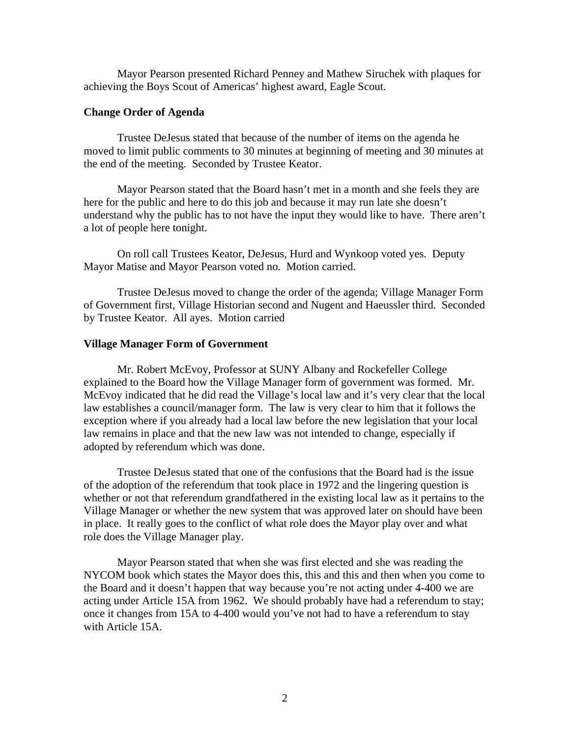Mayor Pearson presented Richard Penney and Mathew Siruchek with plaques for achieving the Boys Scout of Americas' highest award, Eagle Scout.

**Change Order of Agenda**

Trustee DeJesus stated that because of the number of items on the agenda he moved to limit public comments to 30 minutes at beginning of meeting and 30 minutes at the end of the meeting. Seconded by Trustee Keator.

Mayor Pearson stated that the Board hasn't met in a month and she feels they are here for the public and here to do this job and because it may run late she doesn't understand why the public has to not have the input they would like to have. There aren't a lot of people here tonight.

On roll call Trustees Keator, DeJesus, Hurd and Wynkoop voted yes. Deputy Mayor Matise and Mayor Pearson voted no. Motion carried.

Trustee DeJesus moved to change the order of the agenda; Village Manager Form of Government first, Village Historian second and Nugent and Haeussler third. Seconded by Trustee Keator. All ayes. Motion carried

**Village Manager Form of Government**

Mr. Robert McEvoy, Professor at SUNY Albany and Rockefeller College explained to the Board how the Village Manager form of government was formed. Mr. McEvoy indicated that he did read the Village's local law and it's very clear that the local law establishes a council/manager form. The law is very clear to him that it follows the exception where if you already had a local law before the new legislation that your local law remains in place and that the new law was not intended to change, especially if adopted by referendum which was done.

Trustee DeJesus stated that one of the confusions that the Board had is the issue of the adoption of the referendum that took place in 1972 and the lingering question is whether or not that referendum grandfathered in the existing local law as it pertains to the Village Manager or whether the new system that was approved later on should have been in place. It really goes to the conflict of what role does the Mayor play over and what role does the Village Manager play.

Mayor Pearson stated that when she was first elected and she was reading the NYCOM book which states the Mayor does this, this and this and then when you come to the Board and it doesn't happen that way because you're not acting under 4-400 we are acting under Article 15A from 1962. We should probably have had a referendum to stay; once it changes from 15A to 4-400 would you've not had to have a referendum to stay with Article 15A.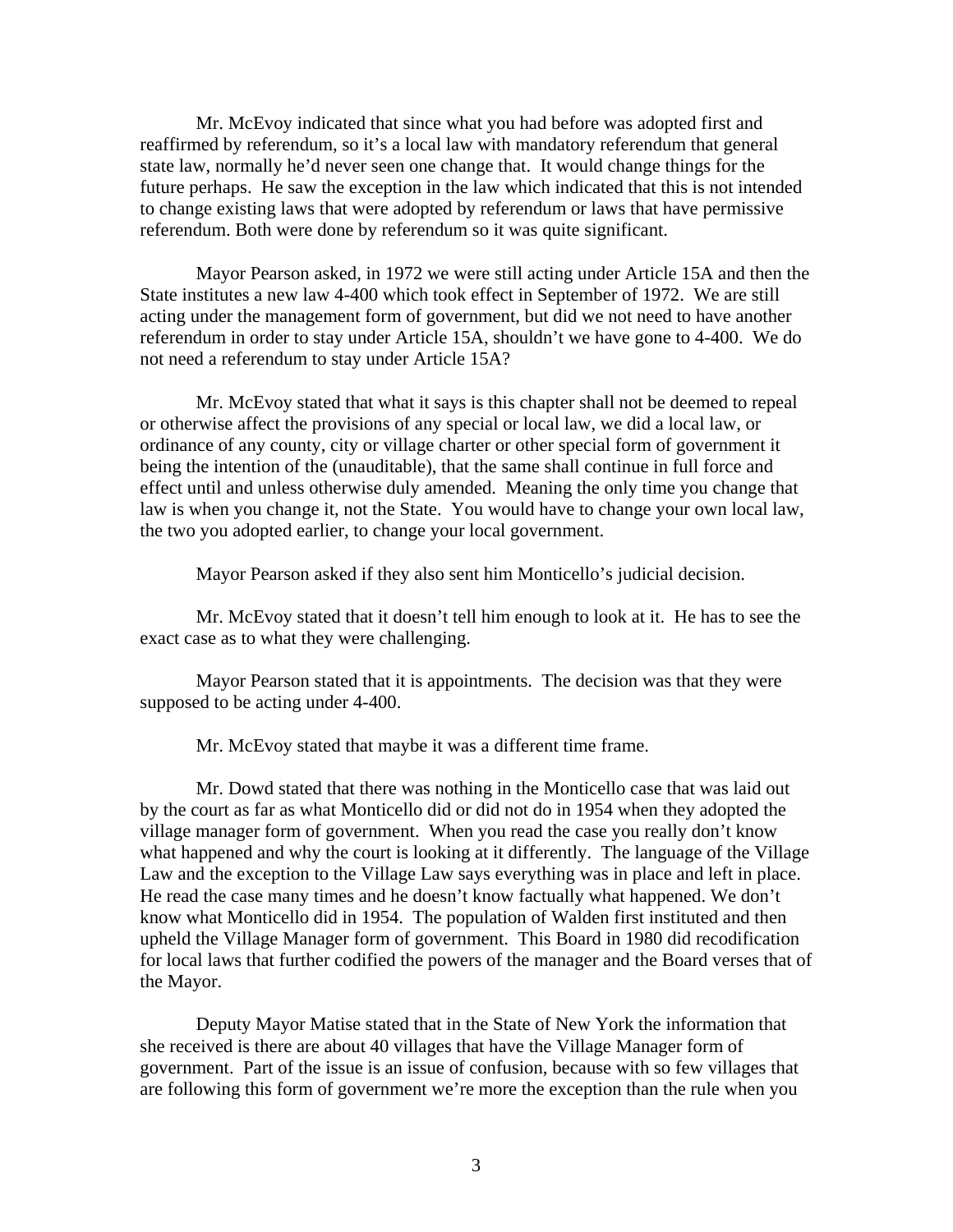Mr. McEvoy indicated that since what you had before was adopted first and reaffirmed by referendum, so it's a local law with mandatory referendum that general state law, normally he'd never seen one change that. It would change things for the future perhaps. He saw the exception in the law which indicated that this is not intended to change existing laws that were adopted by referendum or laws that have permissive referendum. Both were done by referendum so it was quite significant.

Mayor Pearson asked, in 1972 we were still acting under Article 15A and then the State institutes a new law 4-400 which took effect in September of 1972. We are still acting under the management form of government, but did we not need to have another referendum in order to stay under Article 15A, shouldn't we have gone to 4-400. We do not need a referendum to stay under Article 15A?

Mr. McEvoy stated that what it says is this chapter shall not be deemed to repeal or otherwise affect the provisions of any special or local law, we did a local law, or ordinance of any county, city or village charter or other special form of government it being the intention of the (unauditable), that the same shall continue in full force and effect until and unless otherwise duly amended. Meaning the only time you change that law is when you change it, not the State. You would have to change your own local law, the two you adopted earlier, to change your local government.

Mayor Pearson asked if they also sent him Monticello's judicial decision.

Mr. McEvoy stated that it doesn't tell him enough to look at it. He has to see the exact case as to what they were challenging.

Mayor Pearson stated that it is appointments. The decision was that they were supposed to be acting under 4-400.

Mr. McEvoy stated that maybe it was a different time frame.

Mr. Dowd stated that there was nothing in the Monticello case that was laid out by the court as far as what Monticello did or did not do in 1954 when they adopted the village manager form of government. When you read the case you really don't know what happened and why the court is looking at it differently. The language of the Village Law and the exception to the Village Law says everything was in place and left in place. He read the case many times and he doesn't know factually what happened. We don't know what Monticello did in 1954. The population of Walden first instituted and then upheld the Village Manager form of government. This Board in 1980 did recodification for local laws that further codified the powers of the manager and the Board verses that of the Mayor.

Deputy Mayor Matise stated that in the State of New York the information that she received is there are about 40 villages that have the Village Manager form of government. Part of the issue is an issue of confusion, because with so few villages that are following this form of government we're more the exception than the rule when you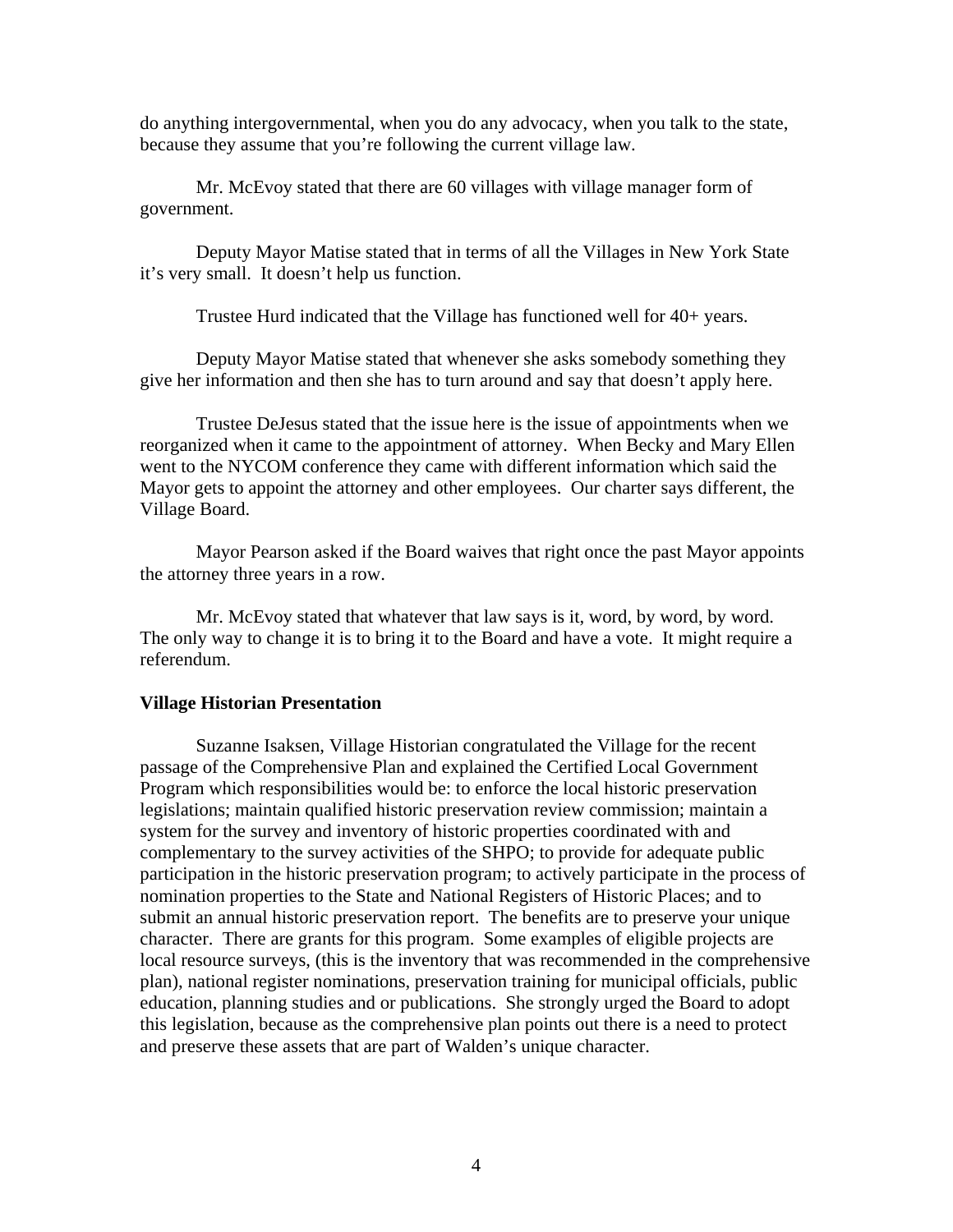do anything intergovernmental, when you do any advocacy, when you talk to the state, because they assume that you're following the current village law.

Mr. McEvoy stated that there are 60 villages with village manager form of government.

Deputy Mayor Matise stated that in terms of all the Villages in New York State it's very small. It doesn't help us function.

Trustee Hurd indicated that the Village has functioned well for 40+ years.

Deputy Mayor Matise stated that whenever she asks somebody something they give her information and then she has to turn around and say that doesn't apply here.

Trustee DeJesus stated that the issue here is the issue of appointments when we reorganized when it came to the appointment of attorney. When Becky and Mary Ellen went to the NYCOM conference they came with different information which said the Mayor gets to appoint the attorney and other employees. Our charter says different, the Village Board.

Mayor Pearson asked if the Board waives that right once the past Mayor appoints the attorney three years in a row.

Mr. McEvoy stated that whatever that law says is it, word, by word, by word. The only way to change it is to bring it to the Board and have a vote. It might require a referendum.

**Village Historian Presentation**

Suzanne Isaksen, Village Historian congratulated the Village for the recent passage of the Comprehensive Plan and explained the Certified Local Government Program which responsibilities would be: to enforce the local historic preservation legislations; maintain qualified historic preservation review commission; maintain a system for the survey and inventory of historic properties coordinated with and complementary to the survey activities of the SHPO; to provide for adequate public participation in the historic preservation program; to actively participate in the process of nomination properties to the State and National Registers of Historic Places; and to submit an annual historic preservation report. The benefits are to preserve your unique character. There are grants for this program. Some examples of eligible projects are local resource surveys, (this is the inventory that was recommended in the comprehensive plan), national register nominations, preservation training for municipal officials, public education, planning studies and or publications. She strongly urged the Board to adopt this legislation, because as the comprehensive plan points out there is a need to protect and preserve these assets that are part of Walden's unique character.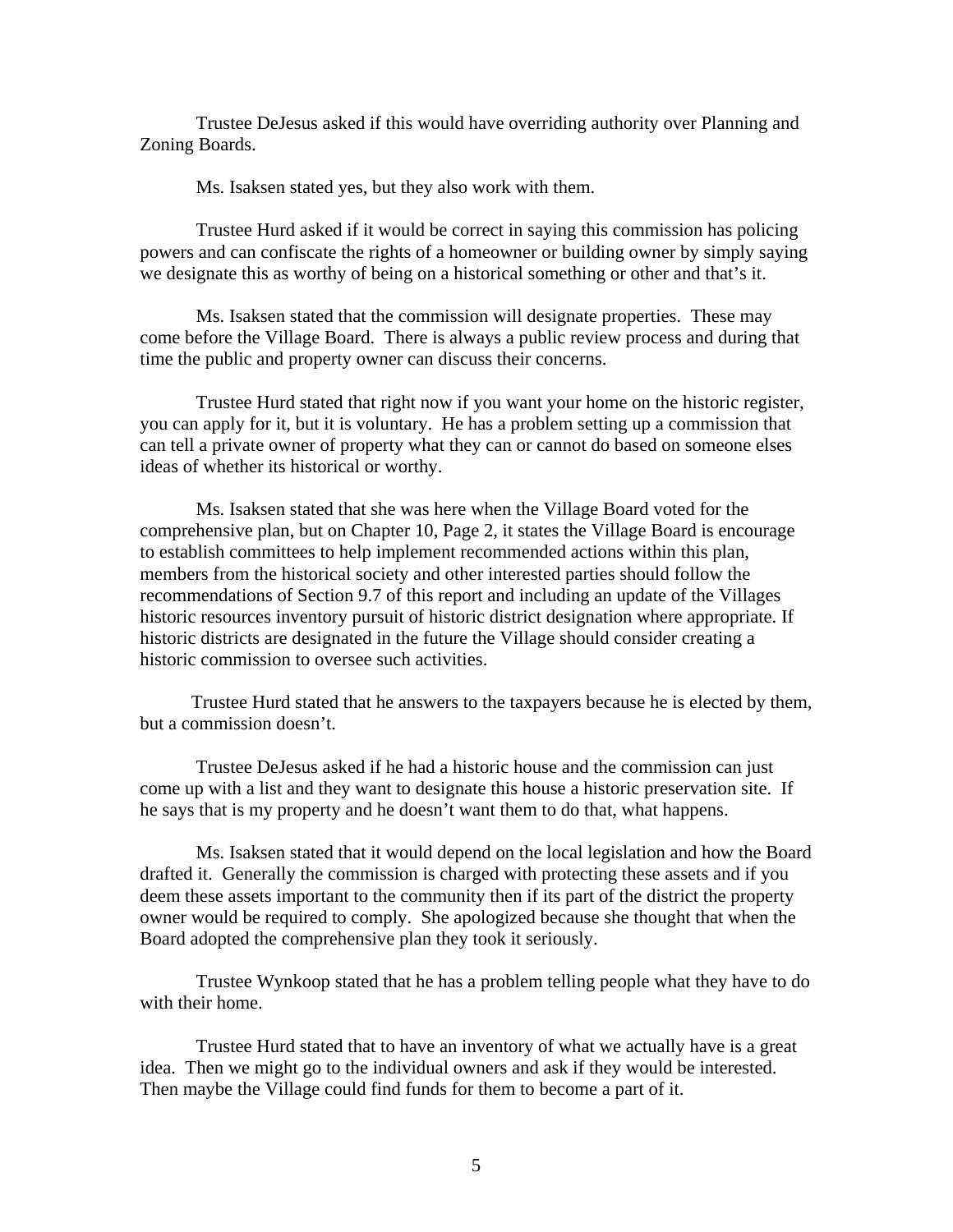Trustee DeJesus asked if this would have overriding authority over Planning and Zoning Boards.

Ms. Isaksen stated yes, but they also work with them.

Trustee Hurd asked if it would be correct in saying this commission has policing powers and can confiscate the rights of a homeowner or building owner by simply saying we designate this as worthy of being on a historical something or other and that's it.

Ms. Isaksen stated that the commission will designate properties. These may come before the Village Board. There is always a public review process and during that time the public and property owner can discuss their concerns.

Trustee Hurd stated that right now if you want your home on the historic register, you can apply for it, but it is voluntary. He has a problem setting up a commission that can tell a private owner of property what they can or cannot do based on someone elses ideas of whether its historical or worthy.

Ms. Isaksen stated that she was here when the Village Board voted for the comprehensive plan, but on Chapter 10, Page 2, it states the Village Board is encourage to establish committees to help implement recommended actions within this plan, members from the historical society and other interested parties should follow the recommendations of Section 9.7 of this report and including an update of the Villages historic resources inventory pursuit of historic district designation where appropriate. If historic districts are designated in the future the Village should consider creating a historic commission to oversee such activities.

Trustee Hurd stated that he answers to the taxpayers because he is elected by them, but a commission doesn't.

Trustee DeJesus asked if he had a historic house and the commission can just come up with a list and they want to designate this house a historic preservation site. If he says that is my property and he doesn't want them to do that, what happens.

Ms. Isaksen stated that it would depend on the local legislation and how the Board drafted it. Generally the commission is charged with protecting these assets and if you deem these assets important to the community then if its part of the district the property owner would be required to comply. She apologized because she thought that when the Board adopted the comprehensive plan they took it seriously.

Trustee Wynkoop stated that he has a problem telling people what they have to do with their home.

Trustee Hurd stated that to have an inventory of what we actually have is a great idea. Then we might go to the individual owners and ask if they would be interested. Then maybe the Village could find funds for them to become a part of it.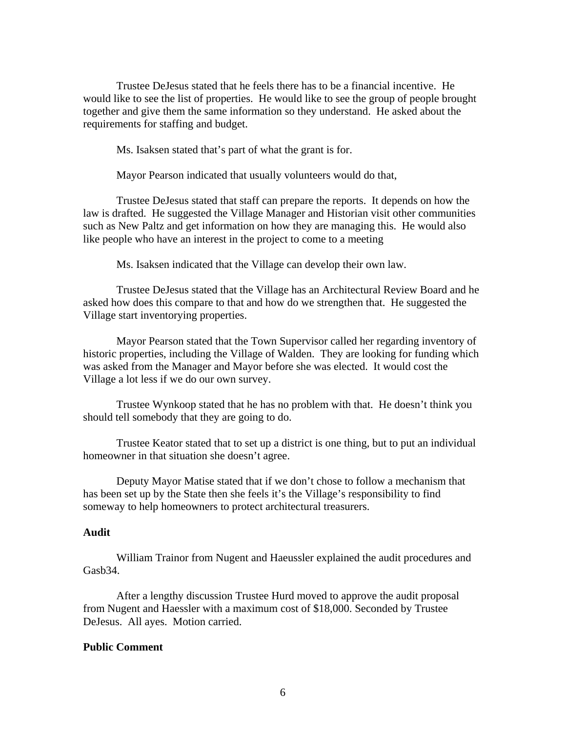Trustee DeJesus stated that he feels there has to be a financial incentive. He would like to see the list of properties. He would like to see the group of people brought together and give them the same information so they understand. He asked about the requirements for staffing and budget.

Ms. Isaksen stated that's part of what the grant is for.

Mayor Pearson indicated that usually volunteers would do that,

Trustee DeJesus stated that staff can prepare the reports. It depends on how the law is drafted. He suggested the Village Manager and Historian visit other communities such as New Paltz and get information on how they are managing this. He would also like people who have an interest in the project to come to a meeting

Ms. Isaksen indicated that the Village can develop their own law.

Trustee DeJesus stated that the Village has an Architectural Review Board and he asked how does this compare to that and how do we strengthen that. He suggested the Village start inventorying properties.

Mayor Pearson stated that the Town Supervisor called her regarding inventory of historic properties, including the Village of Walden. They are looking for funding which was asked from the Manager and Mayor before she was elected. It would cost the Village a lot less if we do our own survey.

Trustee Wynkoop stated that he has no problem with that. He doesn't think you should tell somebody that they are going to do.

Trustee Keator stated that to set up a district is one thing, but to put an individual homeowner in that situation she doesn't agree.

Deputy Mayor Matise stated that if we don't chose to follow a mechanism that has been set up by the State then she feels it's the Village's responsibility to find someway to help homeowners to protect architectural treasurers.

**Audit**

William Trainor from Nugent and Haeussler explained the audit procedures and Gasb34.

After a lengthy discussion Trustee Hurd moved to approve the audit proposal from Nugent and Haessler with a maximum cost of $18,000. Seconded by Trustee DeJesus. All ayes. Motion carried.

**Public Comment**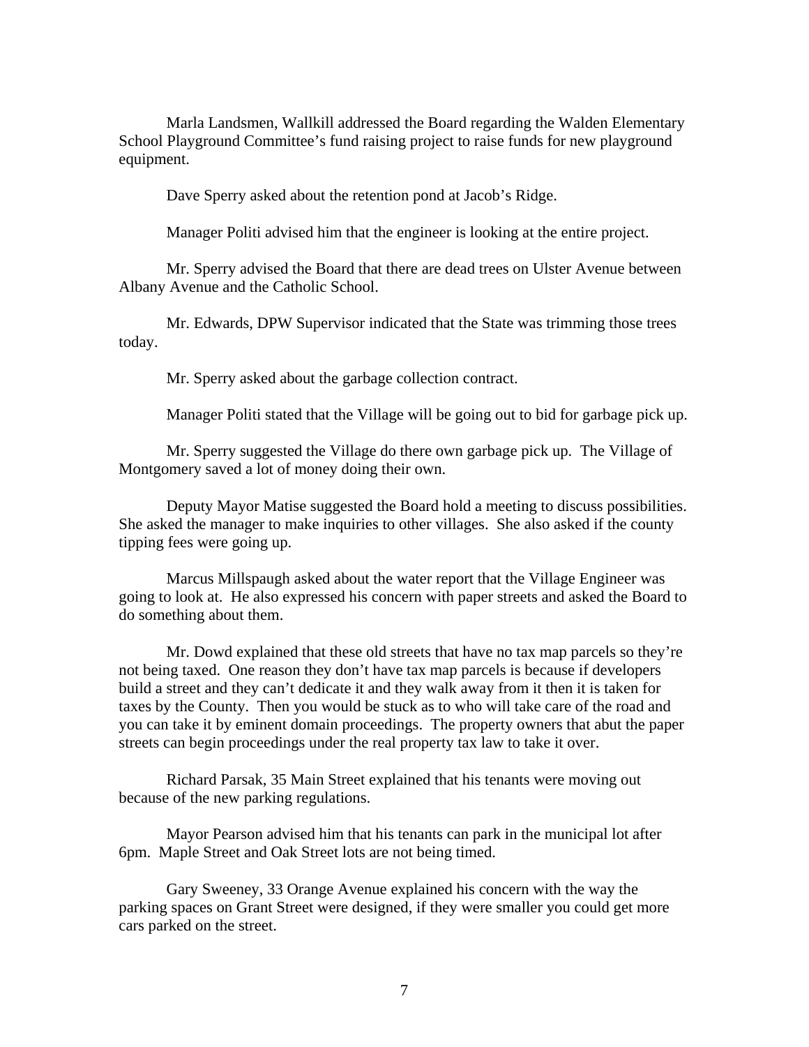Marla Landsmen, Wallkill addressed the Board regarding the Walden Elementary School Playground Committee's fund raising project to raise funds for new playground equipment.

Dave Sperry asked about the retention pond at Jacob's Ridge.

Manager Politi advised him that the engineer is looking at the entire project.

Mr. Sperry advised the Board that there are dead trees on Ulster Avenue between Albany Avenue and the Catholic School.

Mr. Edwards, DPW Supervisor indicated that the State was trimming those trees today.

Mr. Sperry asked about the garbage collection contract.

Manager Politi stated that the Village will be going out to bid for garbage pick up.

Mr. Sperry suggested the Village do there own garbage pick up. The Village of Montgomery saved a lot of money doing their own.

Deputy Mayor Matise suggested the Board hold a meeting to discuss possibilities. She asked the manager to make inquiries to other villages. She also asked if the county tipping fees were going up.

Marcus Millspaugh asked about the water report that the Village Engineer was going to look at. He also expressed his concern with paper streets and asked the Board to do something about them.

Mr. Dowd explained that these old streets that have no tax map parcels so they're not being taxed. One reason they don't have tax map parcels is because if developers build a street and they can't dedicate it and they walk away from it then it is taken for taxes by the County. Then you would be stuck as to who will take care of the road and you can take it by eminent domain proceedings. The property owners that abut the paper streets can begin proceedings under the real property tax law to take it over.

Richard Parsak, 35 Main Street explained that his tenants were moving out because of the new parking regulations.

Mayor Pearson advised him that his tenants can park in the municipal lot after 6pm. Maple Street and Oak Street lots are not being timed.

Gary Sweeney, 33 Orange Avenue explained his concern with the way the parking spaces on Grant Street were designed, if they were smaller you could get more cars parked on the street.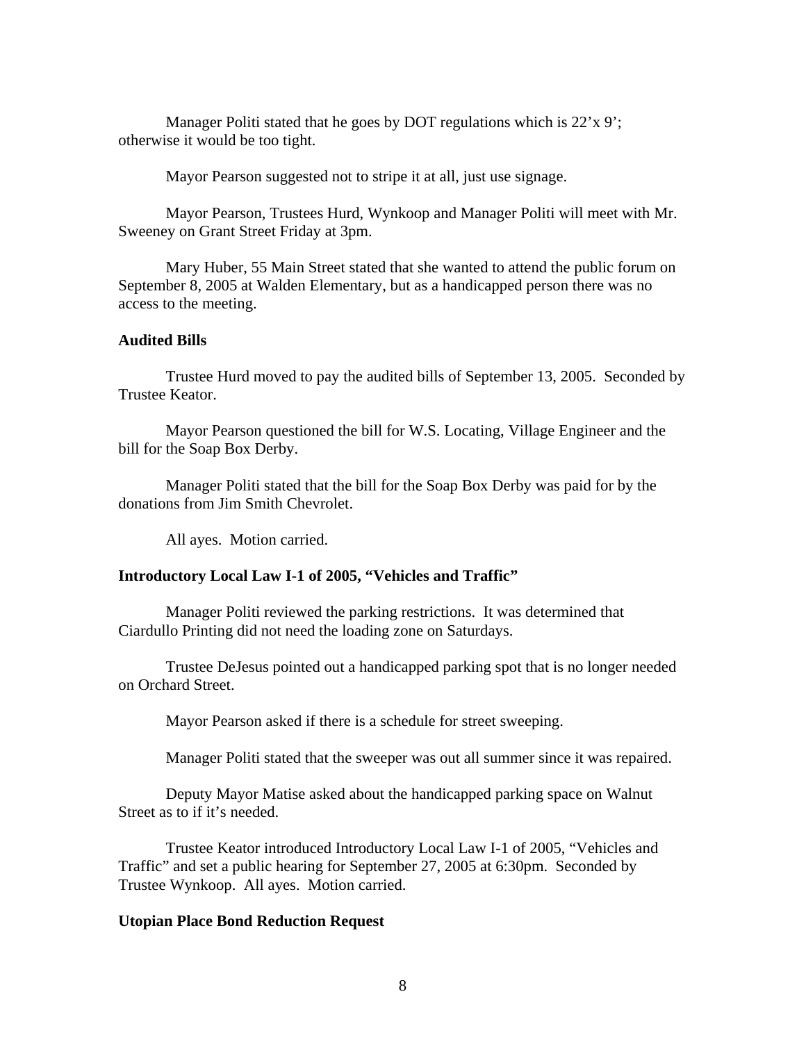Manager Politi stated that he goes by DOT regulations which is 22'x 9'; otherwise it would be too tight.

Mayor Pearson suggested not to stripe it at all, just use signage.

Mayor Pearson, Trustees Hurd, Wynkoop and Manager Politi will meet with Mr. Sweeney on Grant Street Friday at 3pm.

Mary Huber, 55 Main Street stated that she wanted to attend the public forum on September 8, 2005 at Walden Elementary, but as a handicapped person there was no access to the meeting.

**Audited Bills**

Trustee Hurd moved to pay the audited bills of September 13, 2005. Seconded by Trustee Keator.

Mayor Pearson questioned the bill for W.S. Locating, Village Engineer and the bill for the Soap Box Derby.

Manager Politi stated that the bill for the Soap Box Derby was paid for by the donations from Jim Smith Chevrolet.

All ayes. Motion carried.

**Introductory Local Law I-1 of 2005, "Vehicles and Traffic"**

Manager Politi reviewed the parking restrictions. It was determined that Ciardullo Printing did not need the loading zone on Saturdays.

Trustee DeJesus pointed out a handicapped parking spot that is no longer needed on Orchard Street.

Mayor Pearson asked if there is a schedule for street sweeping.

Manager Politi stated that the sweeper was out all summer since it was repaired.

Deputy Mayor Matise asked about the handicapped parking space on Walnut Street as to if it's needed.

Trustee Keator introduced Introductory Local Law I-1 of 2005, "Vehicles and Traffic" and set a public hearing for September 27, 2005 at 6:30pm. Seconded by Trustee Wynkoop. All ayes. Motion carried.

**Utopian Place Bond Reduction Request**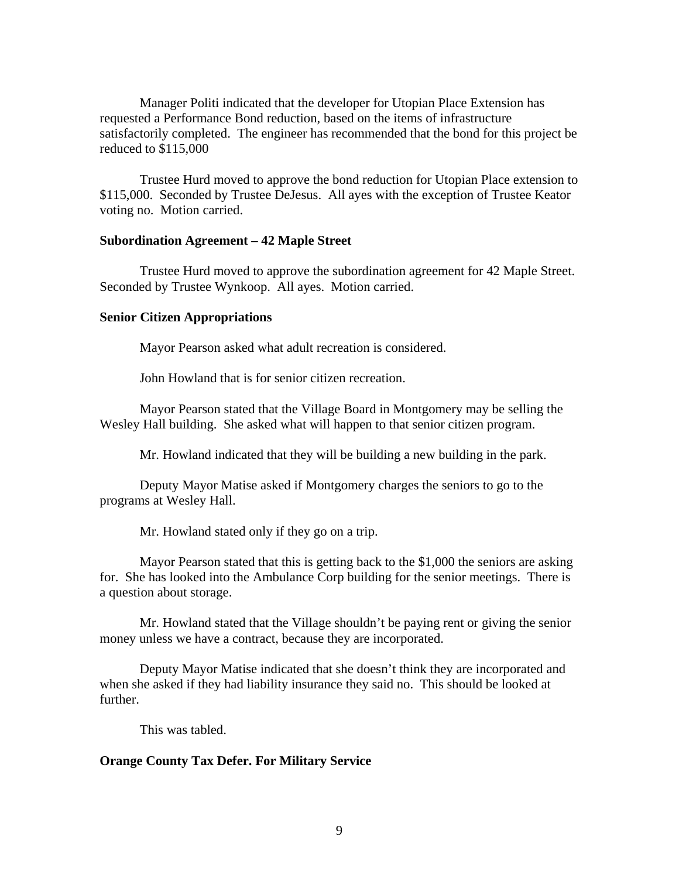Manager Politi indicated that the developer for Utopian Place Extension has requested a Performance Bond reduction, based on the items of infrastructure satisfactorily completed. The engineer has recommended that the bond for this project be reduced to $115,000

Trustee Hurd moved to approve the bond reduction for Utopian Place extension to $115,000. Seconded by Trustee DeJesus. All ayes with the exception of Trustee Keator voting no. Motion carried.

**Subordination Agreement – 42 Maple Street**

Trustee Hurd moved to approve the subordination agreement for 42 Maple Street. Seconded by Trustee Wynkoop. All ayes. Motion carried.

**Senior Citizen Appropriations**

Mayor Pearson asked what adult recreation is considered.

John Howland that is for senior citizen recreation.

Mayor Pearson stated that the Village Board in Montgomery may be selling the Wesley Hall building. She asked what will happen to that senior citizen program.

Mr. Howland indicated that they will be building a new building in the park.

Deputy Mayor Matise asked if Montgomery charges the seniors to go to the programs at Wesley Hall.

Mr. Howland stated only if they go on a trip.

Mayor Pearson stated that this is getting back to the $1,000 the seniors are asking for. She has looked into the Ambulance Corp building for the senior meetings. There is a question about storage.

Mr. Howland stated that the Village shouldn't be paying rent or giving the senior money unless we have a contract, because they are incorporated.

Deputy Mayor Matise indicated that she doesn't think they are incorporated and when she asked if they had liability insurance they said no. This should be looked at further.

This was tabled.

**Orange County Tax Defer. For Military Service**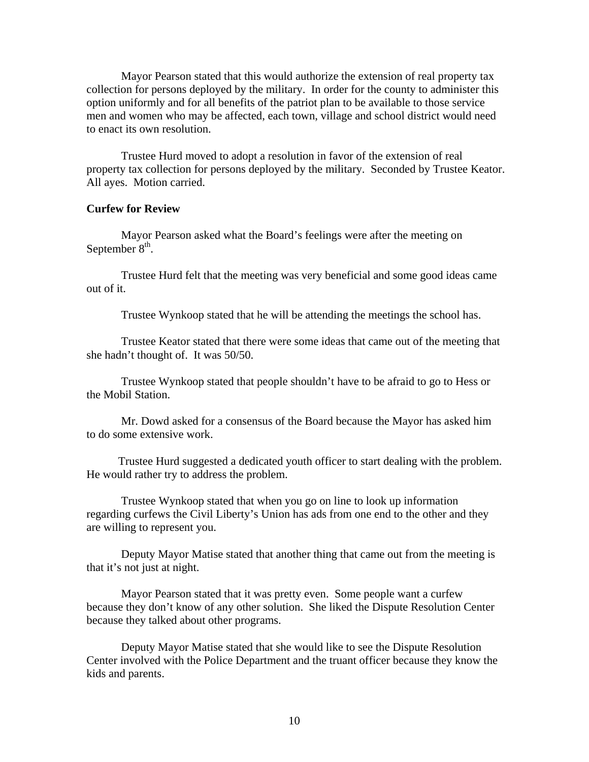Mayor Pearson stated that this would authorize the extension of real property tax collection for persons deployed by the military. In order for the county to administer this option uniformly and for all benefits of the patriot plan to be available to those service men and women who may be affected, each town, village and school district would need to enact its own resolution.

Trustee Hurd moved to adopt a resolution in favor of the extension of real property tax collection for persons deployed by the military. Seconded by Trustee Keator. All ayes. Motion carried.

**Curfew for Review**

Mayor Pearson asked what the Board's feelings were after the meeting on September 8th.

Trustee Hurd felt that the meeting was very beneficial and some good ideas came out of it.

Trustee Wynkoop stated that he will be attending the meetings the school has.

Trustee Keator stated that there were some ideas that came out of the meeting that she hadn't thought of. It was 50/50.

Trustee Wynkoop stated that people shouldn't have to be afraid to go to Hess or the Mobil Station.

Mr. Dowd asked for a consensus of the Board because the Mayor has asked him to do some extensive work.

Trustee Hurd suggested a dedicated youth officer to start dealing with the problem. He would rather try to address the problem.

Trustee Wynkoop stated that when you go on line to look up information regarding curfews the Civil Liberty's Union has ads from one end to the other and they are willing to represent you.

Deputy Mayor Matise stated that another thing that came out from the meeting is that it's not just at night.

Mayor Pearson stated that it was pretty even. Some people want a curfew because they don't know of any other solution. She liked the Dispute Resolution Center because they talked about other programs.

Deputy Mayor Matise stated that she would like to see the Dispute Resolution Center involved with the Police Department and the truant officer because they know the kids and parents.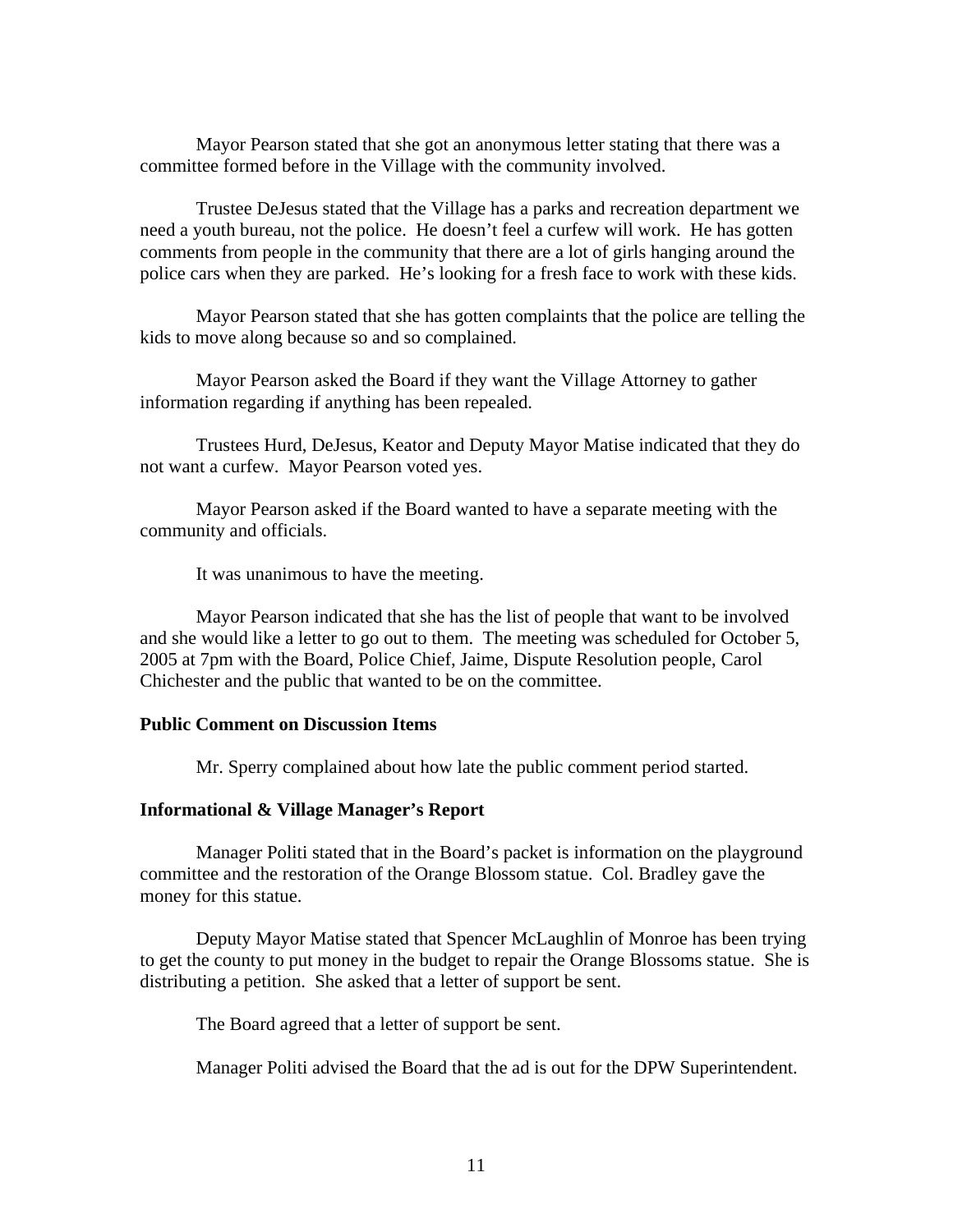Mayor Pearson stated that she got an anonymous letter stating that there was a committee formed before in the Village with the community involved.

Trustee DeJesus stated that the Village has a parks and recreation department we need a youth bureau, not the police. He doesn't feel a curfew will work. He has gotten comments from people in the community that there are a lot of girls hanging around the police cars when they are parked. He's looking for a fresh face to work with these kids.

Mayor Pearson stated that she has gotten complaints that the police are telling the kids to move along because so and so complained.

Mayor Pearson asked the Board if they want the Village Attorney to gather information regarding if anything has been repealed.

Trustees Hurd, DeJesus, Keator and Deputy Mayor Matise indicated that they do not want a curfew. Mayor Pearson voted yes.

Mayor Pearson asked if the Board wanted to have a separate meeting with the community and officials.

It was unanimous to have the meeting.

Mayor Pearson indicated that she has the list of people that want to be involved and she would like a letter to go out to them. The meeting was scheduled for October 5, 2005 at 7pm with the Board, Police Chief, Jaime, Dispute Resolution people, Carol Chichester and the public that wanted to be on the committee.

**Public Comment on Discussion Items**

Mr. Sperry complained about how late the public comment period started.

**Informational & Village Manager's Report**

Manager Politi stated that in the Board's packet is information on the playground committee and the restoration of the Orange Blossom statue. Col. Bradley gave the money for this statue.

Deputy Mayor Matise stated that Spencer McLaughlin of Monroe has been trying to get the county to put money in the budget to repair the Orange Blossoms statue. She is distributing a petition. She asked that a letter of support be sent.

The Board agreed that a letter of support be sent.

Manager Politi advised the Board that the ad is out for the DPW Superintendent.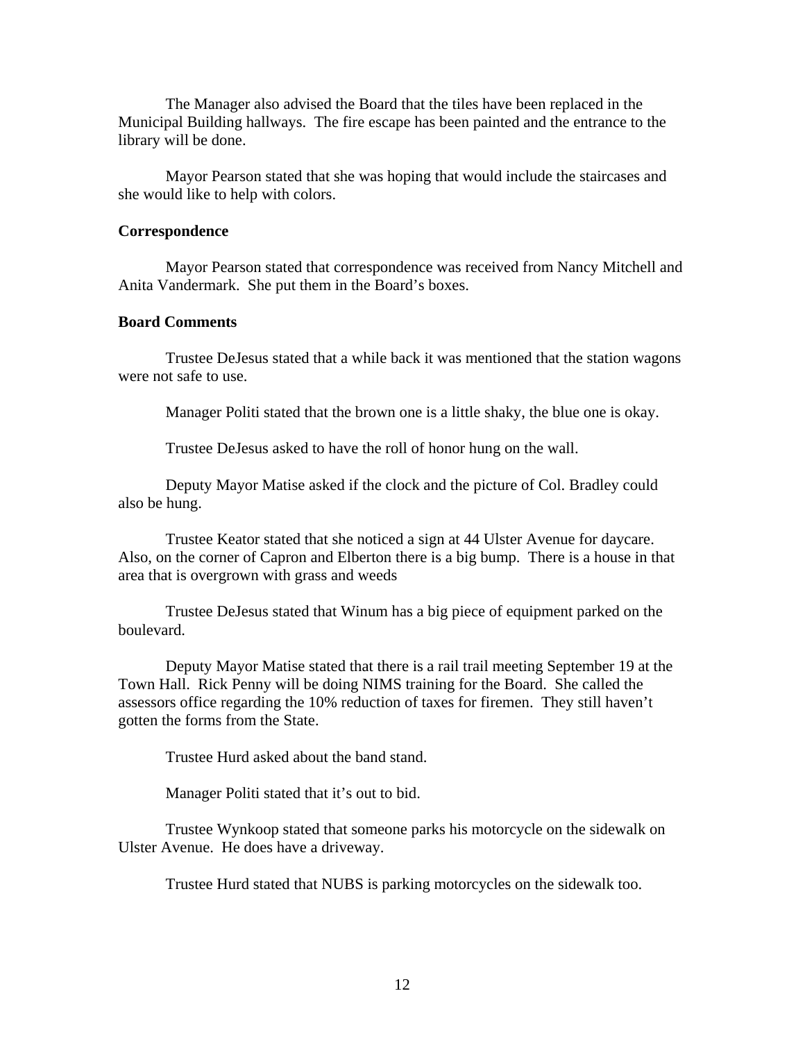The Manager also advised the Board that the tiles have been replaced in the Municipal Building hallways. The fire escape has been painted and the entrance to the library will be done.

Mayor Pearson stated that she was hoping that would include the staircases and she would like to help with colors.

**Correspondence**

Mayor Pearson stated that correspondence was received from Nancy Mitchell and Anita Vandermark. She put them in the Board's boxes.

**Board Comments**

Trustee DeJesus stated that a while back it was mentioned that the station wagons were not safe to use.

Manager Politi stated that the brown one is a little shaky, the blue one is okay.

Trustee DeJesus asked to have the roll of honor hung on the wall.

Deputy Mayor Matise asked if the clock and the picture of Col. Bradley could also be hung.

Trustee Keator stated that she noticed a sign at 44 Ulster Avenue for daycare. Also, on the corner of Capron and Elberton there is a big bump. There is a house in that area that is overgrown with grass and weeds

Trustee DeJesus stated that Winum has a big piece of equipment parked on the boulevard.

Deputy Mayor Matise stated that there is a rail trail meeting September 19 at the Town Hall. Rick Penny will be doing NIMS training for the Board. She called the assessors office regarding the 10% reduction of taxes for firemen. They still haven't gotten the forms from the State.

Trustee Hurd asked about the band stand.

Manager Politi stated that it's out to bid.

Trustee Wynkoop stated that someone parks his motorcycle on the sidewalk on Ulster Avenue. He does have a driveway.

Trustee Hurd stated that NUBS is parking motorcycles on the sidewalk too.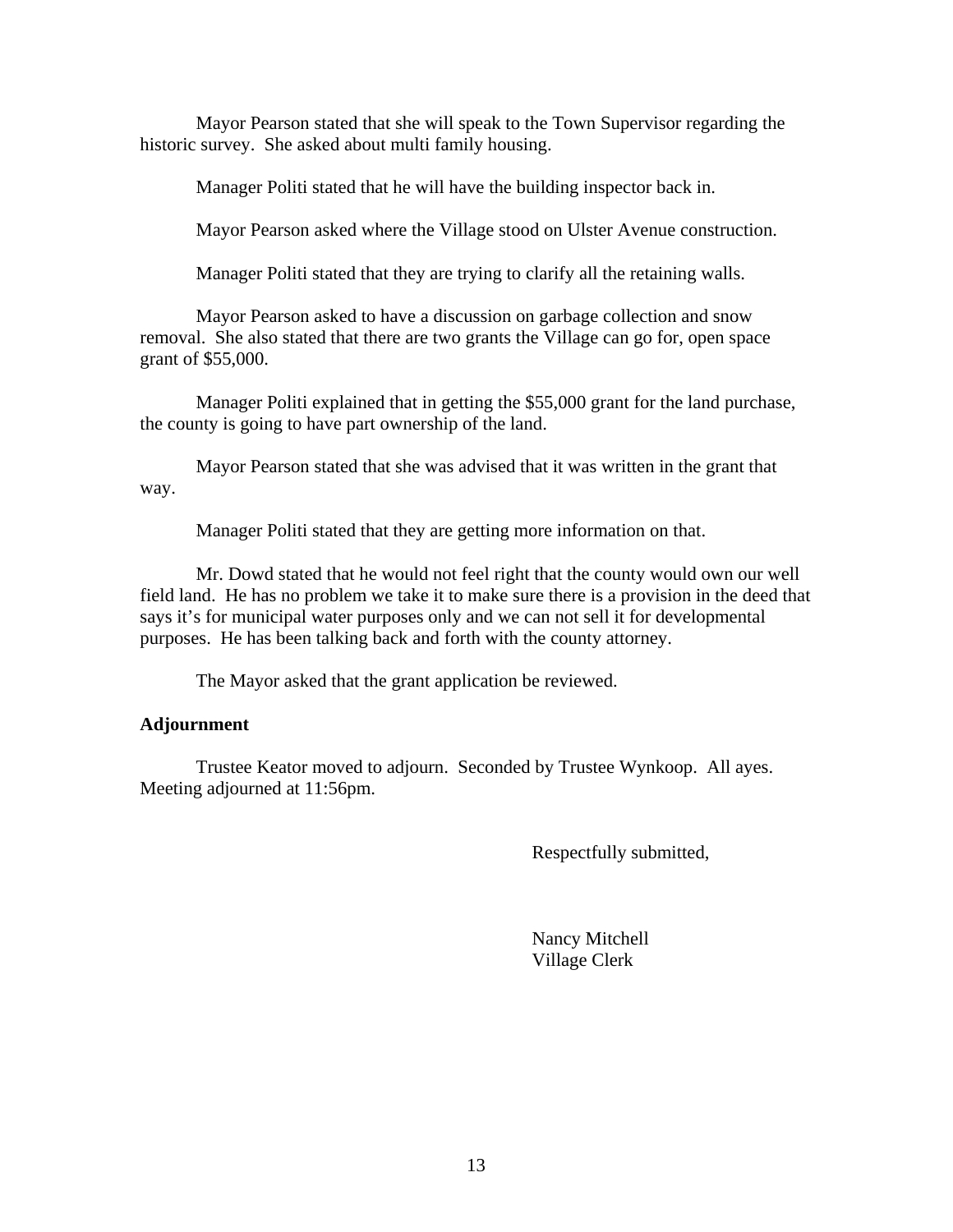Mayor Pearson stated that she will speak to the Town Supervisor regarding the historic survey. She asked about multi family housing.

Manager Politi stated that he will have the building inspector back in.

Mayor Pearson asked where the Village stood on Ulster Avenue construction.

Manager Politi stated that they are trying to clarify all the retaining walls.

Mayor Pearson asked to have a discussion on garbage collection and snow removal. She also stated that there are two grants the Village can go for, open space grant of $55,000.

Manager Politi explained that in getting the $55,000 grant for the land purchase, the county is going to have part ownership of the land.

Mayor Pearson stated that she was advised that it was written in the grant that way.

Manager Politi stated that they are getting more information on that.

Mr. Dowd stated that he would not feel right that the county would own our well field land. He has no problem we take it to make sure there is a provision in the deed that says it's for municipal water purposes only and we can not sell it for developmental purposes. He has been talking back and forth with the county attorney.

The Mayor asked that the grant application be reviewed.

**Adjournment**

Trustee Keator moved to adjourn. Seconded by Trustee Wynkoop. All ayes. Meeting adjourned at 11:56pm.

Respectfully submitted,

Nancy Mitchell
Village Clerk